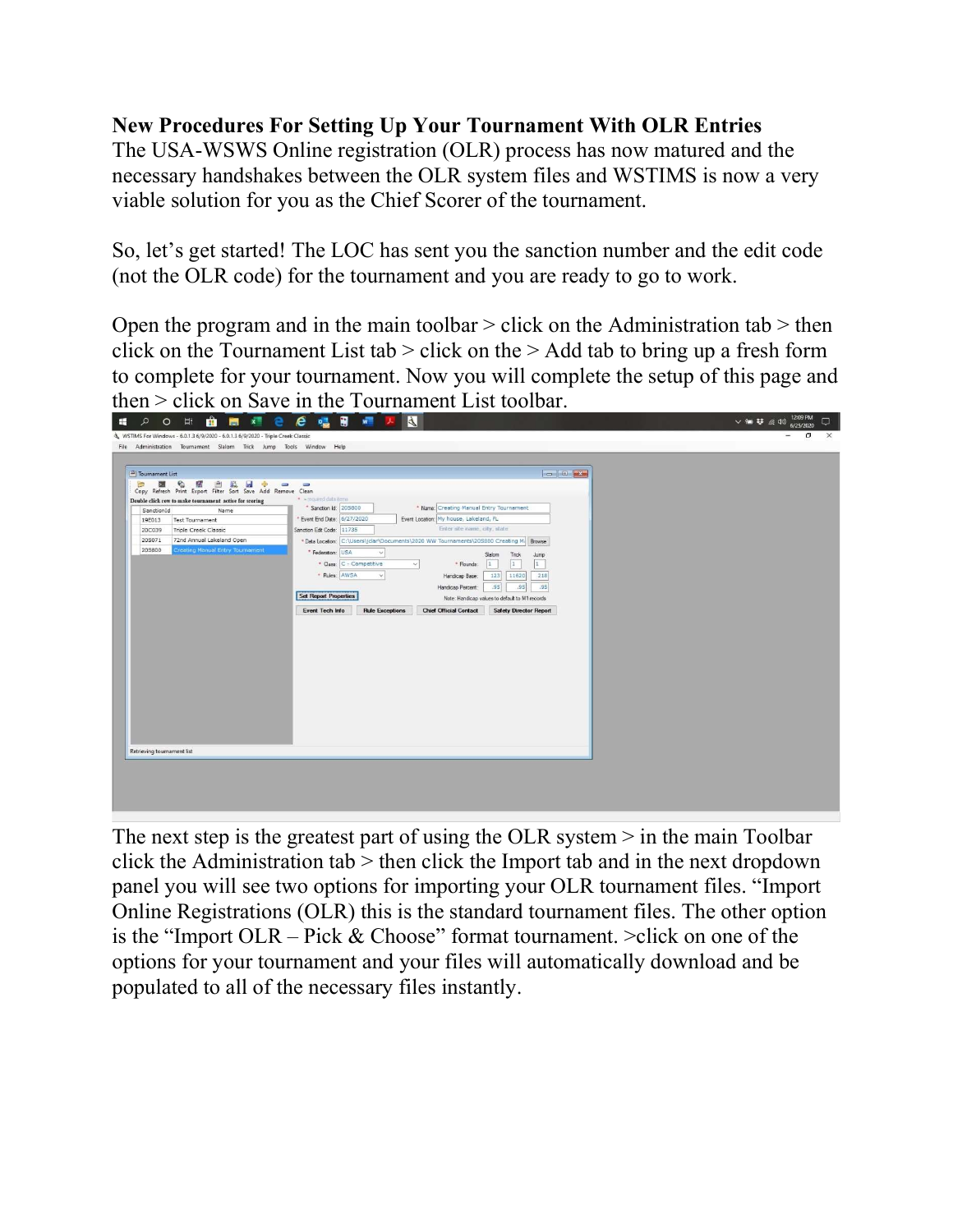**New Procedures For Setting Up Your Tournament With OLR Entries**

The USA-WSWS Online registration (OLR) process has now matured and the necessary handshakes between the OLR system files and WSTIMS is now a very viable solution for you as the Chief Scorer of the tournament.

So, let's get started! The LOC has sent you the sanction number and the edit code (not the OLR code) for the tournament and you are ready to go to work.

Open the program and in the main toolbar > click on the Administration tab > then click on the Tournament List tab > click on the > Add tab to bring up a fresh form to complete for your tournament. Now you will complete the setup of this page and then > click on Save in the Tournament List toolbar.

The next step is the greatest part of using the OLR system > in the main Toolbar click the Administration tab > then click the Import tab and in the next dropdown panel you will see two options for importing your OLR tournament files. "Import Online Registrations (OLR) this is the standard tournament files. The other option is the "Import OLR – Pick & Choose" format tournament. >click on one of the options for your tournament and your files will automatically download and be populated to all of the necessary files instantly.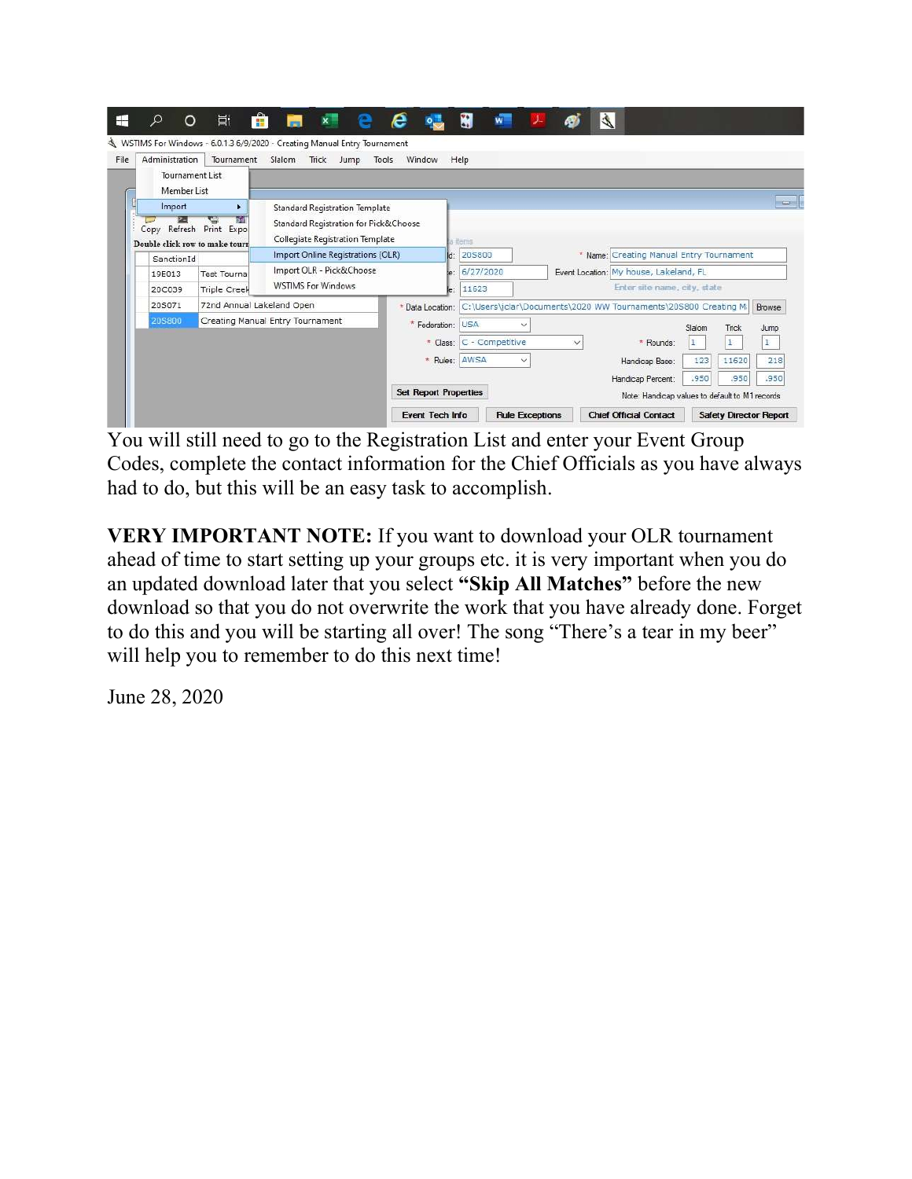You will still need to go to the Registration List and enter your Event Group Codes, complete the contact information for the Chief Officials as you have always had to do, but this will be an easy task to accomplish.

**VERY IMPORTANT NOTE:** If you want to download your OLR tournament ahead of time to start setting up your groups etc. it is very important when you do an updated download later that you select **"Skip All Matches"** before the new download so that you do not overwrite the work that you have already done. Forget to do this and you will be starting all over! The song "There's a tear in my beer" will help you to remember to do this next time!

June 28, 2020